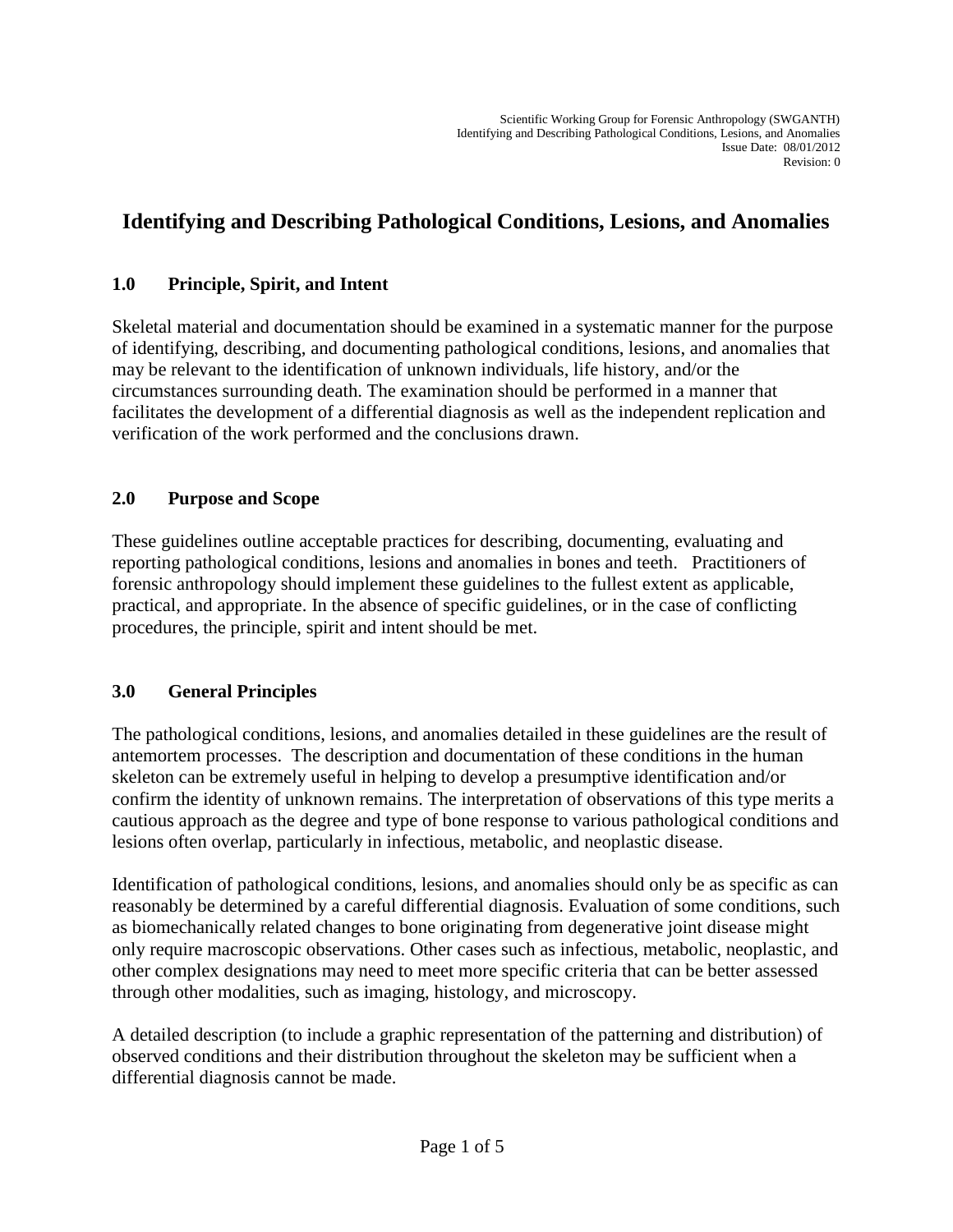# Identifying and Describing Pathological Conditions, Lesions, and Anomalies

## 1.0 Principle, Spirit, and Intent

Skeletal material and documentation should be examined in a systematic manner for the purpose of identifying, describing, and documenting pathological conditions, lesions, and anomalies that may be relevant to the identification of unknown individuals, life history, and/or the circumstances surrounding death. The examination should be performed in a manner that facilitates the development of a differential diagnosis as well as the independent replication and verification of the work performed and the conclusions drawn.

## 2.0 Purpose and Scope

These guidelines outline acceptable practices for describing, documenting, evaluating and reporting pathological conditions, lesions and anomalies in bones and teeth. Practitioners of forensic anthropology should implement these guidelines to the fullest extent as applicable, practical, and appropriate. In the absence of specific guidelines, or in the case of conflicting procedures, the principle, spirit and intent should be met.

## 3.0 General Principles

The pathological conditions, lesions, and anomalies detailed in these guidelines are the result of antemortem processes. The description and documentation of these conditions in the human skeleton can be extremely useful in helping to develop a presumptive identification and/or confirm the identity of unknown remains. The interpretation of observations of this type merits a cautious approach as the degree and type of bone response to various pathological conditions and lesions often overlap, particularly in infectious, metabolic, and neoplastic disease.

Identification of pathological conditions, lesions, and anomalies should only be as specific as can reasonably be determined by a careful differential diagnosis. Evaluation of some conditions, such as biomechanically related changes to bone originating from degenerative joint disease might only require macroscopic observations. Other cases such as infectious, metabolic, neoplastic, and other complex designations may need to meet more specific criteria that can be better assessed through other modalities, such as imaging, histology, and microscopy.

A detailed description (to include a graphic representation of the patterning and distribution) of observed conditions and their distribution throughout the skeleton may be sufficient when a differential diagnosis cannot be made.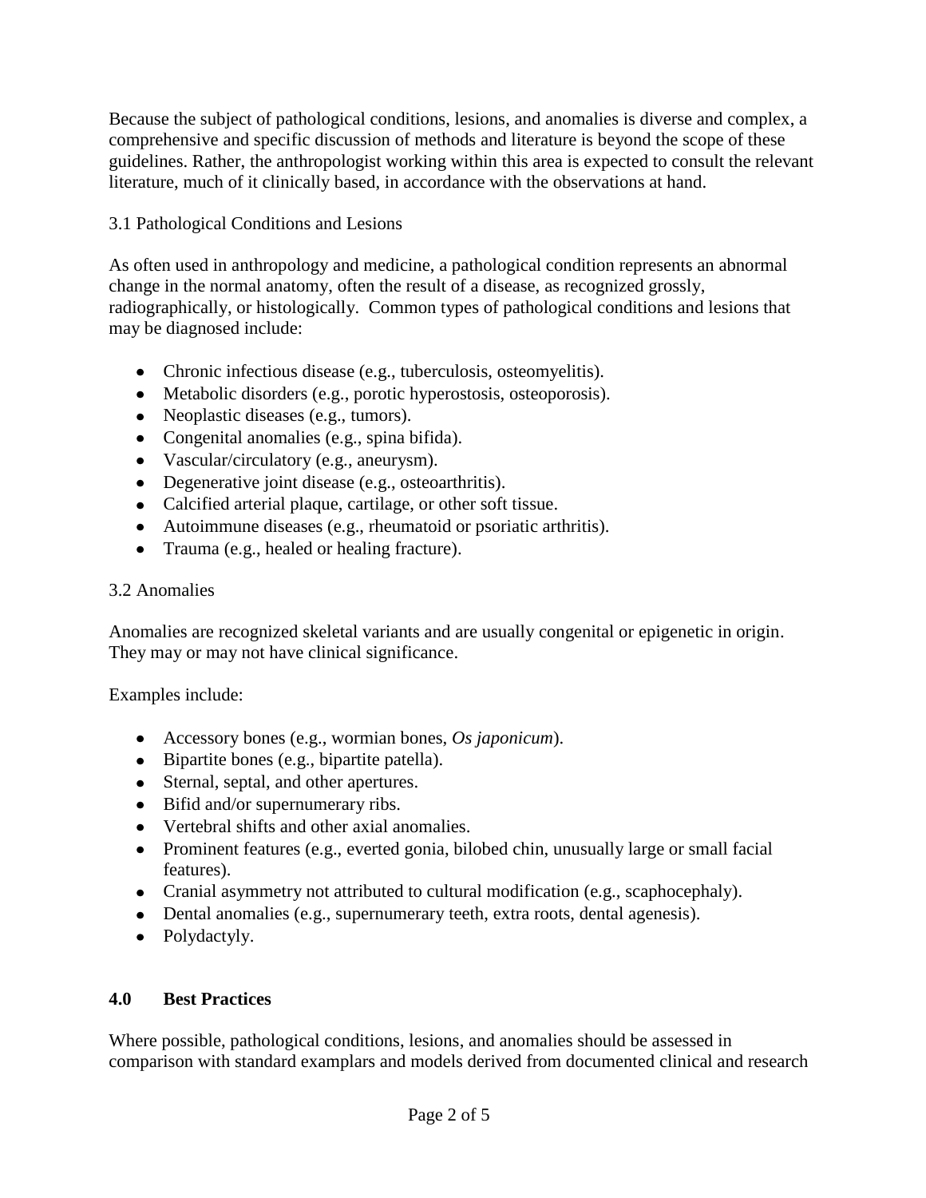Because the subject of pathological conditions, lesions, and anomalies is diverse and complex, a comprehensive and specific discussion of methods and literature is beyond the scope of these guidelines. Rather, the anthropologist working within this area is expected to consult the relevant literature, much of it clinically based, in accordance with the observations at hand.

### 3.1 Pathological Conditions and Lesions

As often used in anthropology and medicine, a pathological condition represents an abnormal change in the normal anatomy, often the result of a disease, as recognized grossly, radiographically, or histologically. Common types of pathological conditions and lesions that may be diagnosed include:

- Chronic infectious disease (e.g., tuberculosis, osteomyelitis).
- Metabolic disorders (e.g., porotic hyperostosis, osteoporosis).
- Neoplastic diseases (e.g., tumors).
- Congenital anomalies (e.g., spina bifida).
- Vascular/circulatory (e.g., aneurysm).
- Degenerative joint disease (e.g., osteoarthritis).
- Calcified arterial plaque, cartilage, or other soft tissue.
- Autoimmune diseases (e.g., rheumatoid or psoriatic arthritis).
- Trauma (e.g., healed or healing fracture).

### 3.2 Anomalies

Anomalies are recognized skeletal variants and are usually congenital or epigenetic in origin. They may or may not have clinical significance.

Examples include:

- Accessory bones (e.g., wormian bones, *Os japonicum*).
- Bipartite bones (e.g., bipartite patella).
- Sternal, septal, and other apertures.
- Bifid and/or supernumerary ribs.
- Vertebral shifts and other axial anomalies.
- Prominent features (e.g., everted gonia, bilobed chin, unusually large or small facial features).
- Cranial asymmetry not attributed to cultural modification (e.g., scaphocephaly).
- Dental anomalies (e.g., supernumerary teeth, extra roots, dental agenesis).
- Polydactyly.

## 4.0 Best Practices

Where possible, pathological conditions, lesions, and anomalies should be assessed in comparison with standard examplars and models derived from documented clinical and research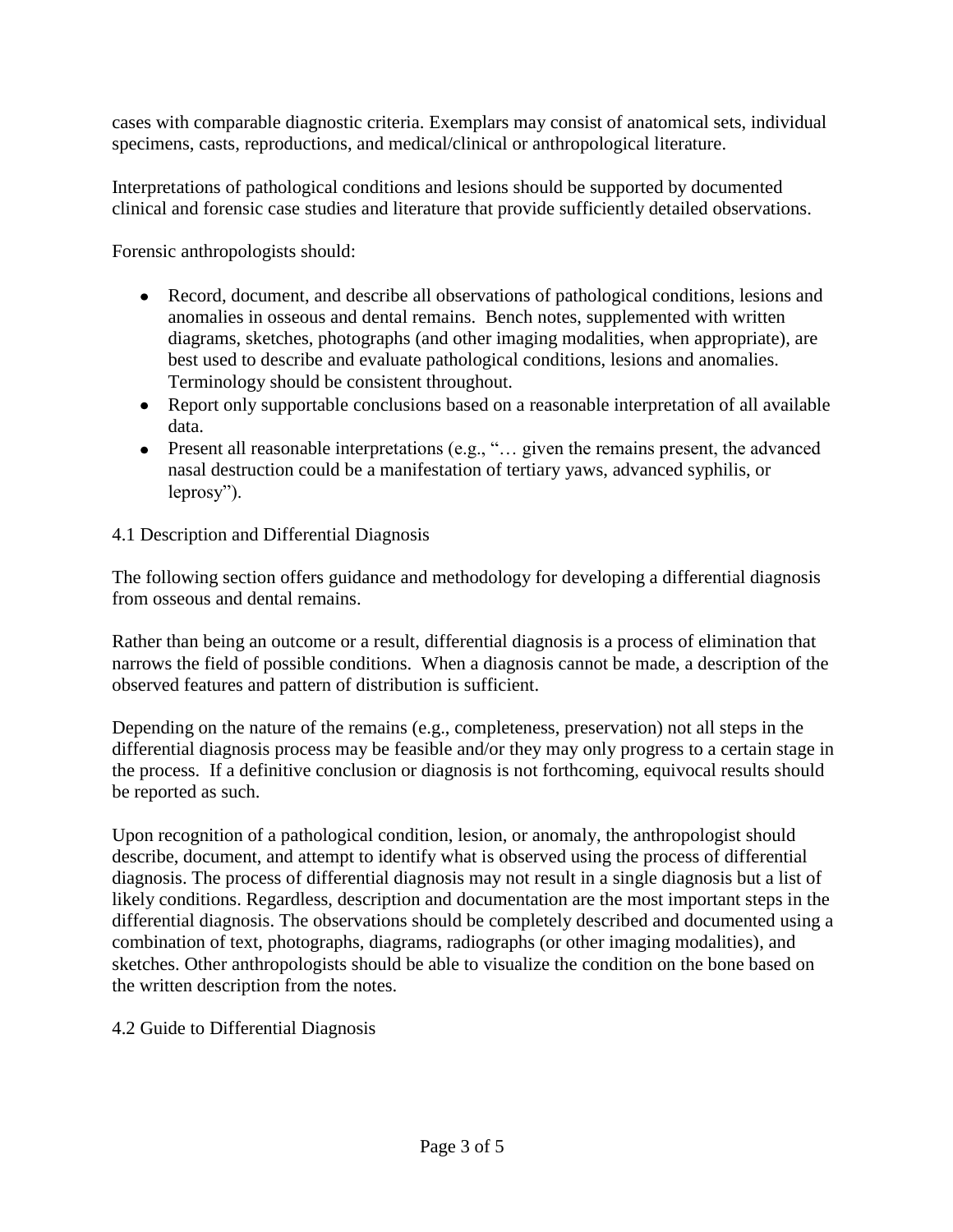cases with comparable diagnostic criteria. Exemplars may consist of anatomical sets, individual specimens, casts, reproductions, and medical/clinical or anthropological literature.

Interpretations of pathological conditions and lesions should be supported by documented clinical and forensic case studies and literature that provide sufficiently detailed observations.

Forensic anthropologists should:

- Record, document, and describe all observations of pathological conditions, lesions and anomalies in osseous and dental remains. Bench notes, supplemented with written diagrams, sketches, photographs (and other imaging modalities, when appropriate), are best used to describe and evaluate pathological conditions, lesions and anomalies. Terminology should be consistent throughout.
- Report only supportable conclusions based on a reasonable interpretation of all available data.
- Present all reasonable interpretations (e.g., "… given the remains present, the advanced nasal destruction could be a manifestation of tertiary yaws, advanced syphilis, or leprosy").

## 4.1 Description and Differential Diagnosis

The following section offers guidance and methodology for developing a differential diagnosis from osseous and dental remains.

Rather than being an outcome or a result, differential diagnosis is a process of elimination that narrows the field of possible conditions. When a diagnosis cannot be made, a description of the observed features and pattern of distribution is sufficient.

Depending on the nature of the remains (e.g., completeness, preservation) not all steps in the differential diagnosis process may be feasible and/or they may only progress to a certain stage in the process. If a definitive conclusion or diagnosis is not forthcoming, equivocal results should be reported as such.

Upon recognition of a pathological condition, lesion, or anomaly, the anthropologist should describe, document, and attempt to identify what is observed using the process of differential diagnosis. The process of differential diagnosis may not result in a single diagnosis but a list of likely conditions. Regardless, description and documentation are the most important steps in the differential diagnosis. The observations should be completely described and documented using a combination of text, photographs, diagrams, radiographs (or other imaging modalities), and sketches. Other anthropologists should be able to visualize the condition on the bone based on the written description from the notes.

## 4.2 Guide to Differential Diagnosis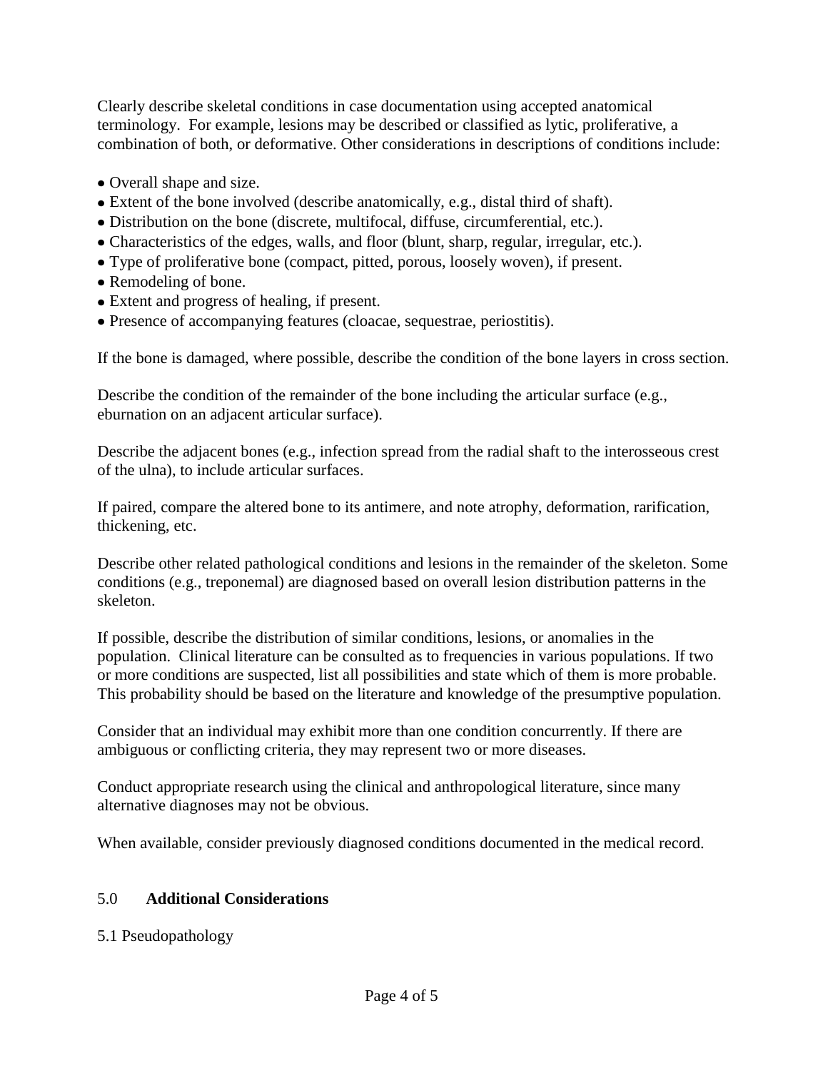Clearly describe skeletal conditions in case documentation using accepted anatomical terminology. For example, lesions may be described or classified as lytic, proliferative, a combination of both, or deformative. Other considerations in descriptions of conditions include:

- Overall shape and size.
- Extent of the bone involved (describe anatomically, e.g., distal third of shaft).
- Distribution on the bone (discrete, multifocal, diffuse, circumferential, etc.).
- Characteristics of the edges, walls, and floor (blunt, sharp, regular, irregular, etc.).
- Type of proliferative bone (compact, pitted, porous, loosely woven), if present.
- Remodeling of bone.
- Extent and progress of healing, if present.
- Presence of accompanying features (cloacae, sequestrae, periostitis).

If the bone is damaged, where possible, describe the condition of the bone layers in cross section.

Describe the condition of the remainder of the bone including the articular surface (e.g., eburnation on an adjacent articular surface).

Describe the adjacent bones (e.g., infection spread from the radial shaft to the interosseous crest of the ulna), to include articular surfaces.

If paired, compare the altered bone to its antimere, and note atrophy, deformation, rarification, thickening, etc.

Describe other related pathological conditions and lesions in the remainder of the skeleton. Some conditions (e.g., treponemal) are diagnosed based on overall lesion distribution patterns in the skeleton.

If possible, describe the distribution of similar conditions, lesions, or anomalies in the population. Clinical literature can be consulted as to frequencies in various populations. If two or more conditions are suspected, list all possibilities and state which of them is more probable. This probability should be based on the literature and knowledge of the presumptive population.

Consider that an individual may exhibit more than one condition concurrently. If there are ambiguous or conflicting criteria, they may represent two or more diseases.

Conduct appropriate research using the clinical and anthropological literature, since many alternative diagnoses may not be obvious.

When available, consider previously diagnosed conditions documented in the medical record.

## 5.0 **Additional Considerations**

### 5.1 Pseudopathology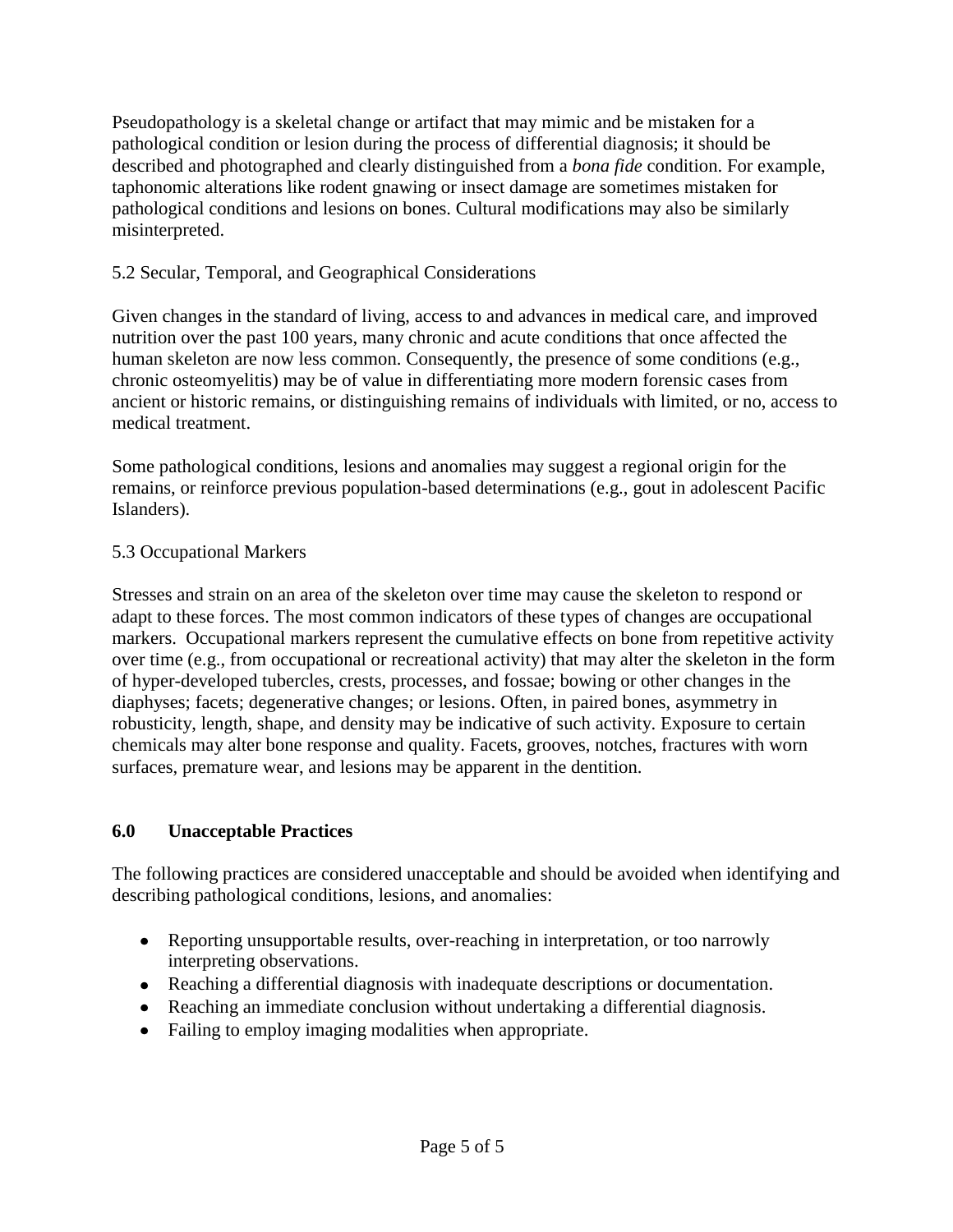Pseudopathology is a skeletal change or artifact that may mimic and be mistaken for a pathological condition or lesion during the process of differential diagnosis; it should be described and photographed and clearly distinguished from a *bona fide* condition. For example, taphonomic alterations like rodent gnawing or insect damage are sometimes mistaken for pathological conditions and lesions on bones. Cultural modifications may also be similarly misinterpreted.

### 5.2 Secular, Temporal, and Geographical Considerations

Given changes in the standard of living, access to and advances in medical care, and improved nutrition over the past 100 years, many chronic and acute conditions that once affected the human skeleton are now less common. Consequently, the presence of some conditions (e.g., chronic osteomyelitis) may be of value in differentiating more modern forensic cases from ancient or historic remains, or distinguishing remains of individuals with limited, or no, access to medical treatment.

Some pathological conditions, lesions and anomalies may suggest a regional origin for the remains, or reinforce previous population-based determinations (e.g., gout in adolescent Pacific Islanders).

### 5.3 Occupational Markers

Stresses and strain on an area of the skeleton over time may cause the skeleton to respond or adapt to these forces. The most common indicators of these types of changes are occupational markers. Occupational markers represent the cumulative effects on bone from repetitive activity over time (e.g., from occupational or recreational activity) that may alter the skeleton in the form of hyper-developed tubercles, crests, processes, and fossae; bowing or other changes in the diaphyses; facets; degenerative changes; or lesions. Often, in paired bones, asymmetry in robusticity, length, shape, and density may be indicative of such activity. Exposure to certain chemicals may alter bone response and quality. Facets, grooves, notches, fractures with worn surfaces, premature wear, and lesions may be apparent in the dentition.

## 6.0 Unacceptable Practices

The following practices are considered unacceptable and should be avoided when identifying and describing pathological conditions, lesions, and anomalies:

- Reporting unsupportable results, over-reaching in interpretation, or too narrowly interpreting observations.
- Reaching a differential diagnosis with inadequate descriptions or documentation.
- Reaching an immediate conclusion without undertaking a differential diagnosis.
- Failing to employ imaging modalities when appropriate.